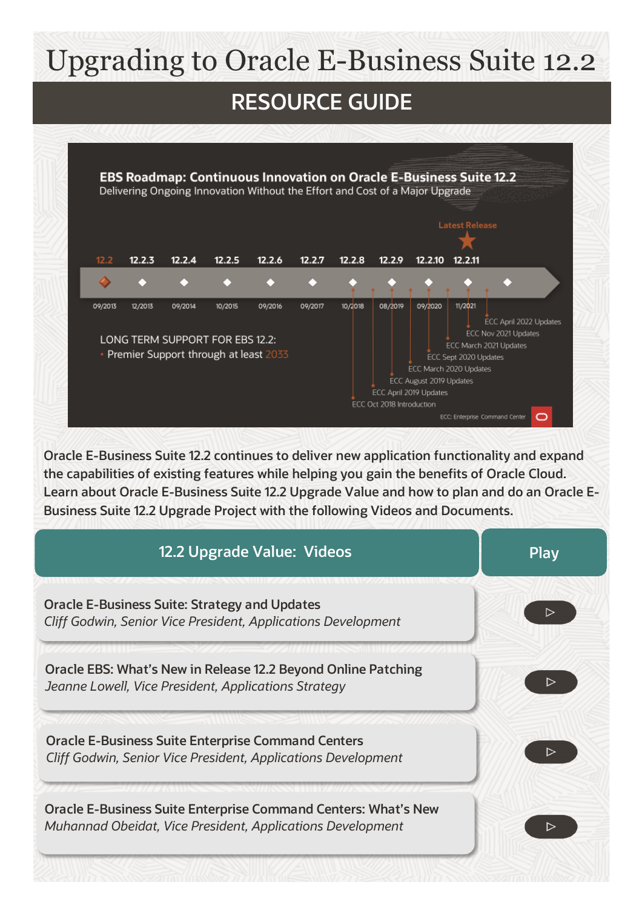# Upgrading to Oracle E-Business Suite 12.2

## RESOURCE GUIDE

**EBS Roadmap: Continuous Innovation on Oracle E-Business Suite 12.2**
Delivering Ongoing Innovation Without the Effort and Cost of a Major Upgrade

| 12.2 | 12.2.3 | 12.2.4 | 12.2.5 | 12.2.6 | 12.2.7 | 12.2.8 | 12.2.9 | 12.2.10 | 12.2.11 |
|---|---|---|---|---|---|---|---|---|---|
| 09/2013 | 12/2013 | 09/2014 | 10/2015 | 09/2016 | 09/2017 | 10/2018 | 08/2019 | 09/2020 | 11/2021 |

Latest Release: 12.2.11

- ECC Oct 2018 Introduction
- ECC April 2019 Updates
- ECC August 2019 Updates
- ECC March 2020 Updates
- ECC Sept 2020 Updates
- ECC March 2021 Updates
- ECC Nov 2021 Updates
- ECC April 2022 Updates

LONG TERM SUPPORT FOR EBS 12.2:
- Premier Support through at least 2033

ECC: Enterprise Command Center

**Oracle E-Business Suite 12.2 continues to deliver new application functionality and expand the capabilities of existing features while helping you gain the benefits of Oracle Cloud. Learn about Oracle E-Business Suite 12.2 Upgrade Value and how to plan and do an Oracle E-Business Suite 12.2 Upgrade Project with the following Videos and Documents.**

| 12.2 Upgrade Value: Videos | Play |
|---|---|
| **Oracle E-Business Suite: Strategy and Updates**<br>*Cliff Godwin, Senior Vice President, Applications Development* | ▷ |
| **Oracle EBS: What's New in Release 12.2 Beyond Online Patching**<br>*Jeanne Lowell, Vice President, Applications Strategy* | ▷ |
| **Oracle E-Business Suite Enterprise Command Centers**<br>*Cliff Godwin, Senior Vice President, Applications Development* | ▷ |
| **Oracle E-Business Suite Enterprise Command Centers: What's New**<br>*Muhannad Obeidat, Vice President, Applications Development* | ▷ |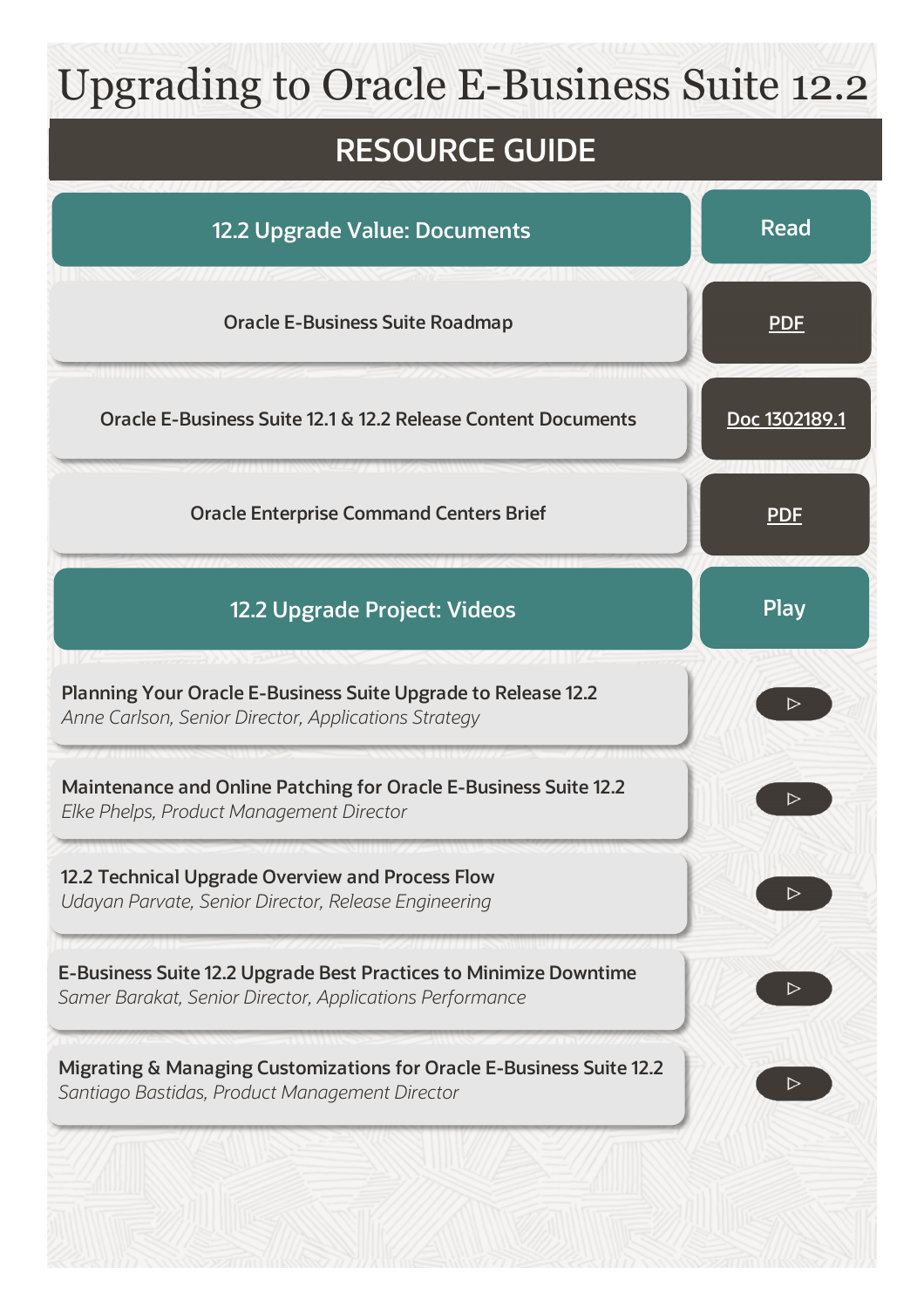# Upgrading to Oracle E-Business Suite 12.2

## RESOURCE GUIDE

| 12.2 Upgrade Value: Documents | Read |
| --- | --- |
| Oracle E-Business Suite Roadmap | PDF |
| Oracle E-Business Suite 12.1 & 12.2 Release Content Documents | Doc 1302189.1 |
| Oracle Enterprise Command Centers Brief | PDF |

| 12.2 Upgrade Project: Videos | Play |
| --- | --- |
| **Planning Your Oracle E-Business Suite Upgrade to Release 12.2**<br>*Anne Carlson, Senior Director, Applications Strategy* | ▷ |
| **Maintenance and Online Patching for Oracle E-Business Suite 12.2**<br>*Elke Phelps, Product Management Director* | ▷ |
| **12.2 Technical Upgrade Overview and Process Flow**<br>*Udayan Parvate, Senior Director, Release Engineering* | ▷ |
| **E-Business Suite 12.2 Upgrade Best Practices to Minimize Downtime**<br>*Samer Barakat, Senior Director, Applications Performance* | ▷ |
| **Migrating & Managing Customizations for Oracle E-Business Suite 12.2**<br>*Santiago Bastidas, Product Management Director* | ▷ |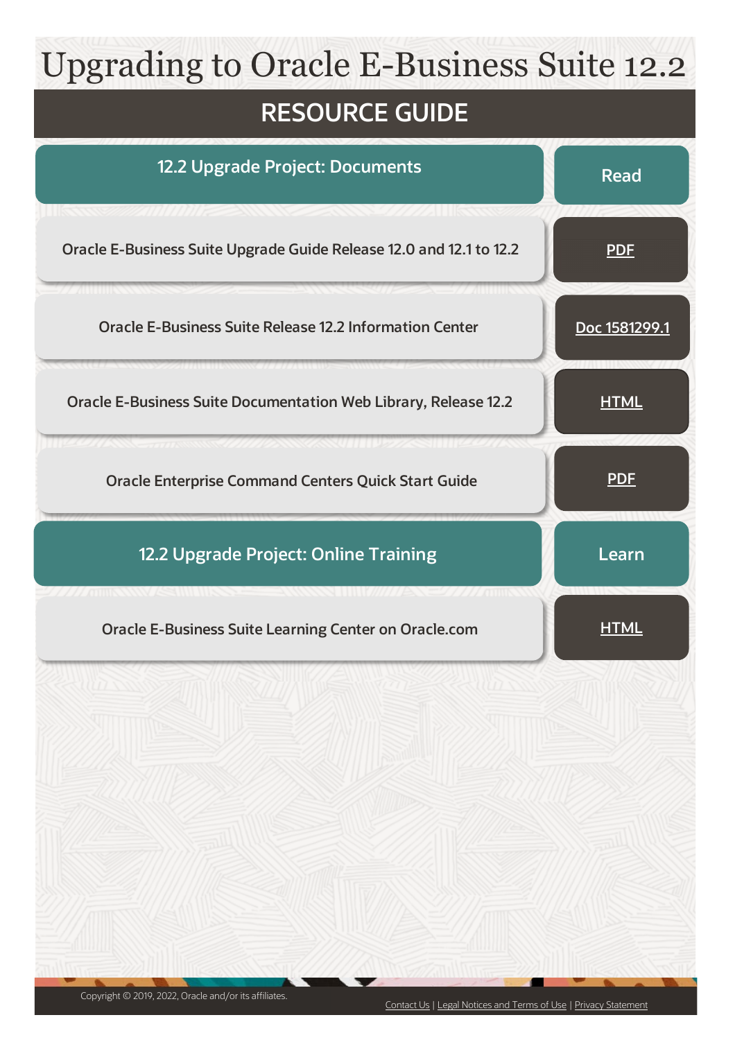# Upgrading to Oracle E-Business Suite 12.2

## RESOURCE GUIDE

| 12.2 Upgrade Project: Documents | Read |
| --- | --- |
| Oracle E-Business Suite Upgrade Guide Release 12.0 and 12.1 to 12.2 | PDF |
| Oracle E-Business Suite Release 12.2 Information Center | Doc 1581299.1 |
| Oracle E-Business Suite Documentation Web Library, Release 12.2 | HTML |
| Oracle Enterprise Command Centers Quick Start Guide | PDF |

| 12.2 Upgrade Project: Online Training | Learn |
| --- | --- |
| Oracle E-Business Suite Learning Center on Oracle.com | HTML |

Copyright © 2019, 2022, Oracle and/or its affiliates.

Contact Us | Legal Notices and Terms of Use | Privacy Statement